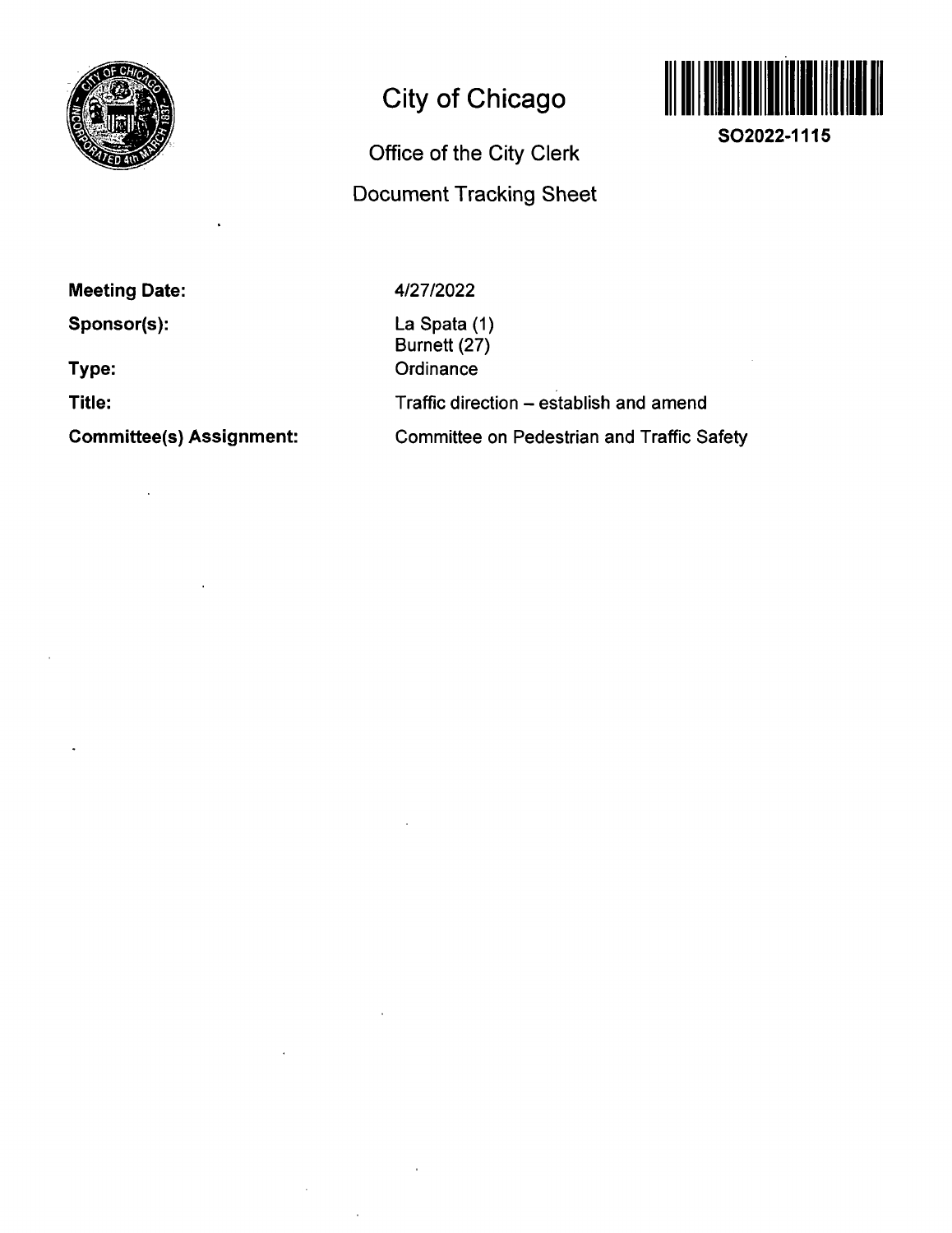# City of Chicago

## Office of the City Clerk

## Document Tracking Sheet

**SO2022-1115**

**Meeting Date:** 4/27/2022

**Sponsor(s):** La Spata (1)
Burnett (27)

**Type:** Ordinance

**Title:** Traffic direction – establish and amend

**Committee(s) Assignment:** Committee on Pedestrian and Traffic Safety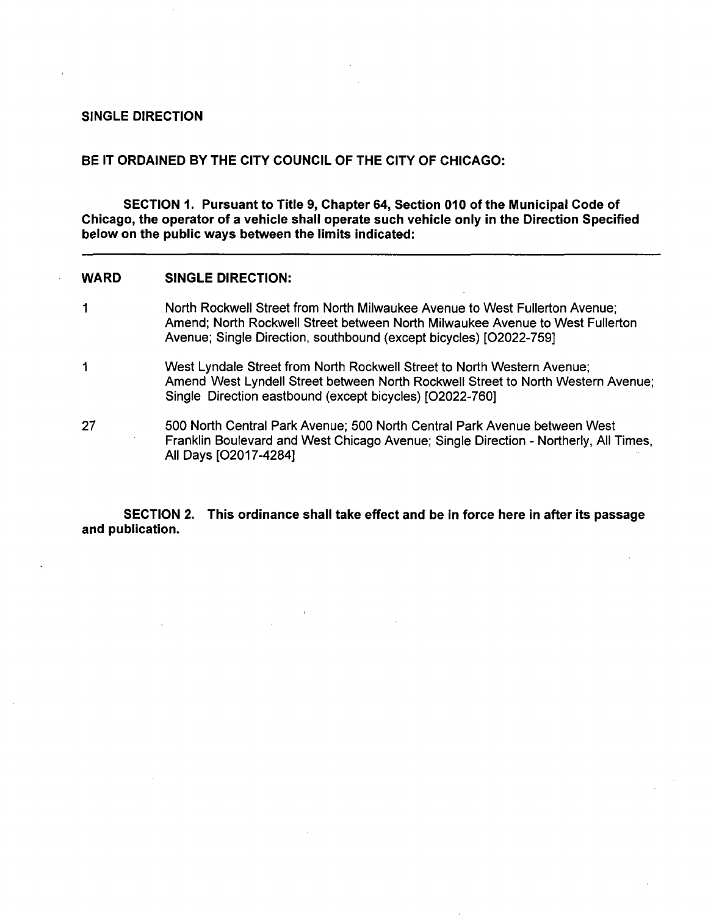**SINGLE DIRECTION**

**BE IT ORDAINED BY THE CITY COUNCIL OF THE CITY OF CHICAGO:**

**SECTION 1. Pursuant to Title 9, Chapter 64, Section 010 of the Municipal Code of Chicago, the operator of a vehicle shall operate such vehicle only in the Direction Specified below on the public ways between the limits indicated:**

---

| WARD | SINGLE DIRECTION: |
|---|---|
| 1 | North Rockwell Street from North Milwaukee Avenue to West Fullerton Avenue; Amend; North Rockwell Street between North Milwaukee Avenue to West Fullerton Avenue; Single Direction, southbound (except bicycles) [O2022-759] |
| 1 | West Lyndale Street from North Rockwell Street to North Western Avenue; Amend West Lyndell Street between North Rockwell Street to North Western Avenue; Single Direction eastbound (except bicycles) [O2022-760] |
| 27 | 500 North Central Park Avenue; 500 North Central Park Avenue between West Franklin Boulevard and West Chicago Avenue; Single Direction - Northerly, All Times, All Days [O2017-4284] |

**SECTION 2. This ordinance shall take effect and be in force here in after its passage and publication.**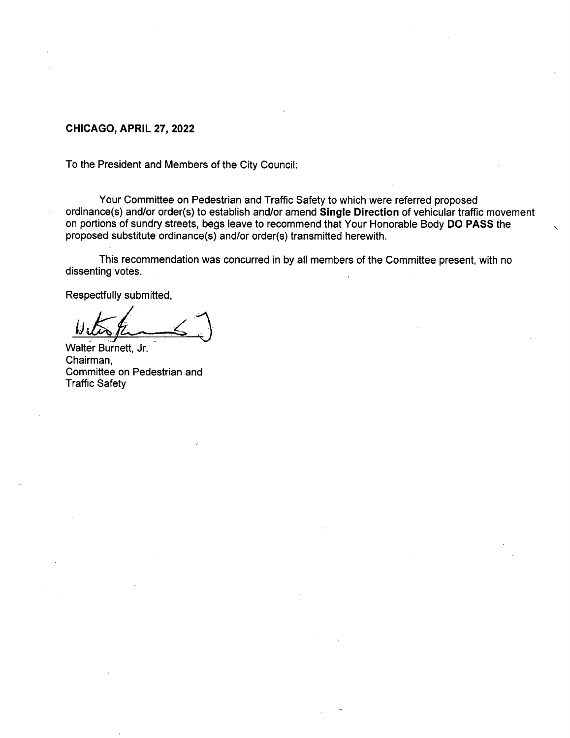**CHICAGO, APRIL 27, 2022**

To the President and Members of the City Council:

Your Committee on Pedestrian and Traffic Safety to which were referred proposed ordinance(s) and/or order(s) to establish and/or amend **Single Direction** of vehicular traffic movement on portions of sundry streets, begs leave to recommend that Your Honorable Body **DO PASS** the proposed substitute ordinance(s) and/or order(s) transmitted herewith.

This recommendation was concurred in by all members of the Committee present, with no dissenting votes.

Respectfully submitted,

Walter Burnett, Jr.
Chairman,
Committee on Pedestrian and
Traffic Safety